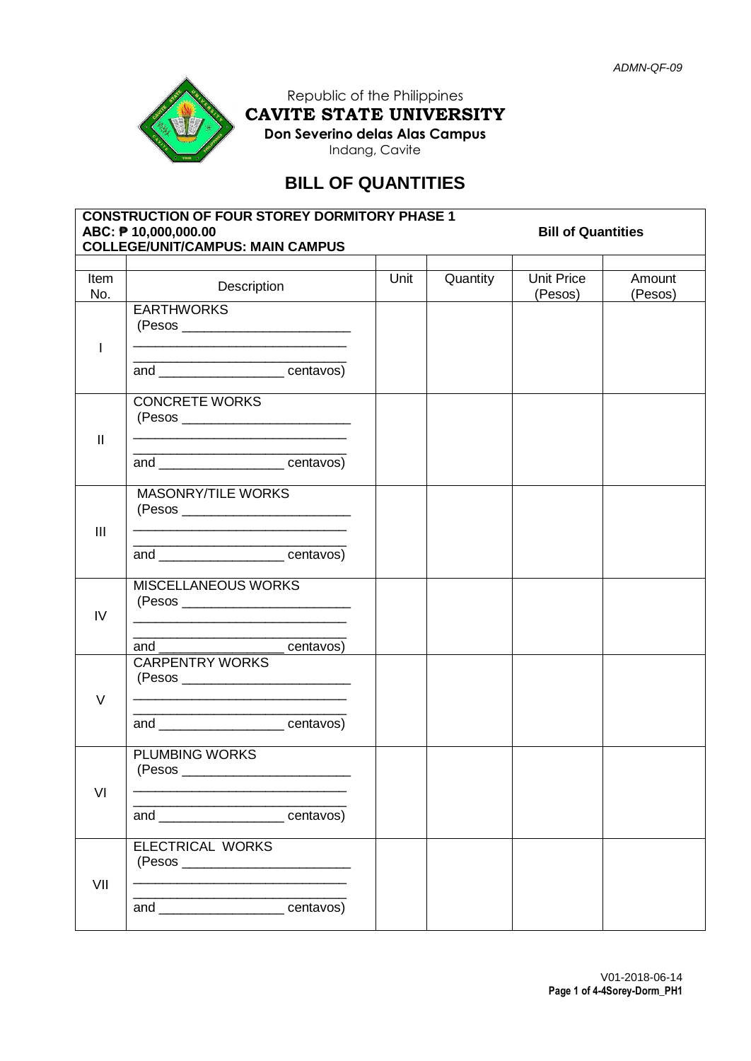ADMN-QF-09

Republic of the Philippines
**CAVITE STATE UNIVERSITY**
**Don Severino delas Alas Campus**
Indang, Cavite

# BILL OF QUANTITIES

| **CONSTRUCTION OF FOUR STOREY DORMITORY PHASE 1**<br>**ABC: ₱ 10,000,000.00**<br>**COLLEGE/UNIT/CAMPUS: MAIN CAMPUS** | | | | **Bill of Quantities** | |
|---|---|---|---|---|---|
| Item No. | Description | Unit | Quantity | Unit Price (Pesos) | Amount (Pesos) |
| I | EARTHWORKS<br>(Pesos _______________________<br>____________________________<br>____________________________<br>and ________________ centavos) | | | | |
| II | CONCRETE WORKS<br>(Pesos _______________________<br>____________________________<br>____________________________<br>and ________________ centavos) | | | | |
| III | MASONRY/TILE WORKS<br>(Pesos _______________________<br>____________________________<br>____________________________<br>and ________________ centavos) | | | | |
| IV | MISCELLANEOUS WORKS<br>(Pesos _______________________<br>____________________________<br>____________________________<br>and ________________ centavos) | | | | |
| V | CARPENTRY WORKS<br>(Pesos _______________________<br>____________________________<br>____________________________<br>and ________________ centavos) | | | | |
| VI | PLUMBING WORKS<br>(Pesos _______________________<br>____________________________<br>____________________________<br>and ________________ centavos) | | | | |
| VII | ELECTRICAL WORKS<br>(Pesos _______________________<br>____________________________<br>____________________________<br>and ________________ centavos) | | | | |

V01-2018-06-14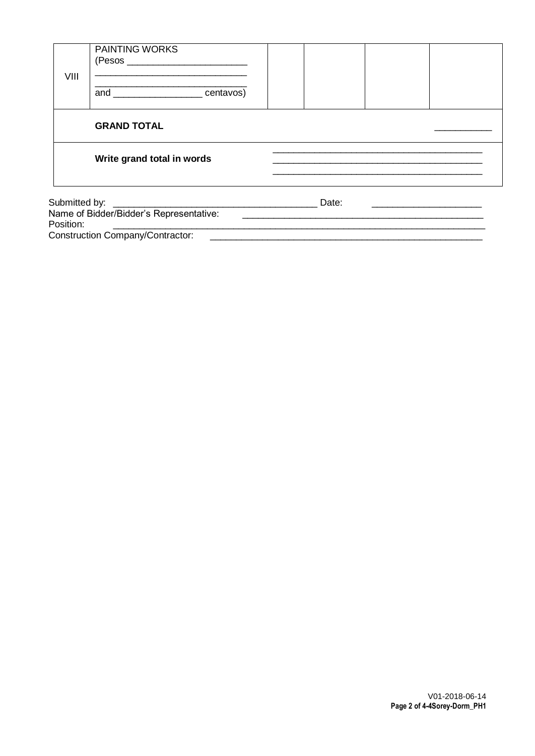| | | | | | |
|---|---|---|---|---|---|
| VIII | PAINTING WORKS (Pesos _______________________ _____________________________ _____________________________ and ________________ centavos) | | | | |
| | **GRAND TOTAL** | | | | ___________ |
| | **Write grand total in words** | ________________________________________ ________________________________________ ________________________________________ | | | |

Submitted by: ________________________________________ Date: _____________________
Name of Bidder/Bidder's Representative: _______________________________________________
Position: ___________________________________________________________________________
Construction Company/Contractor: ______________________________________________________

V01-2018-06-14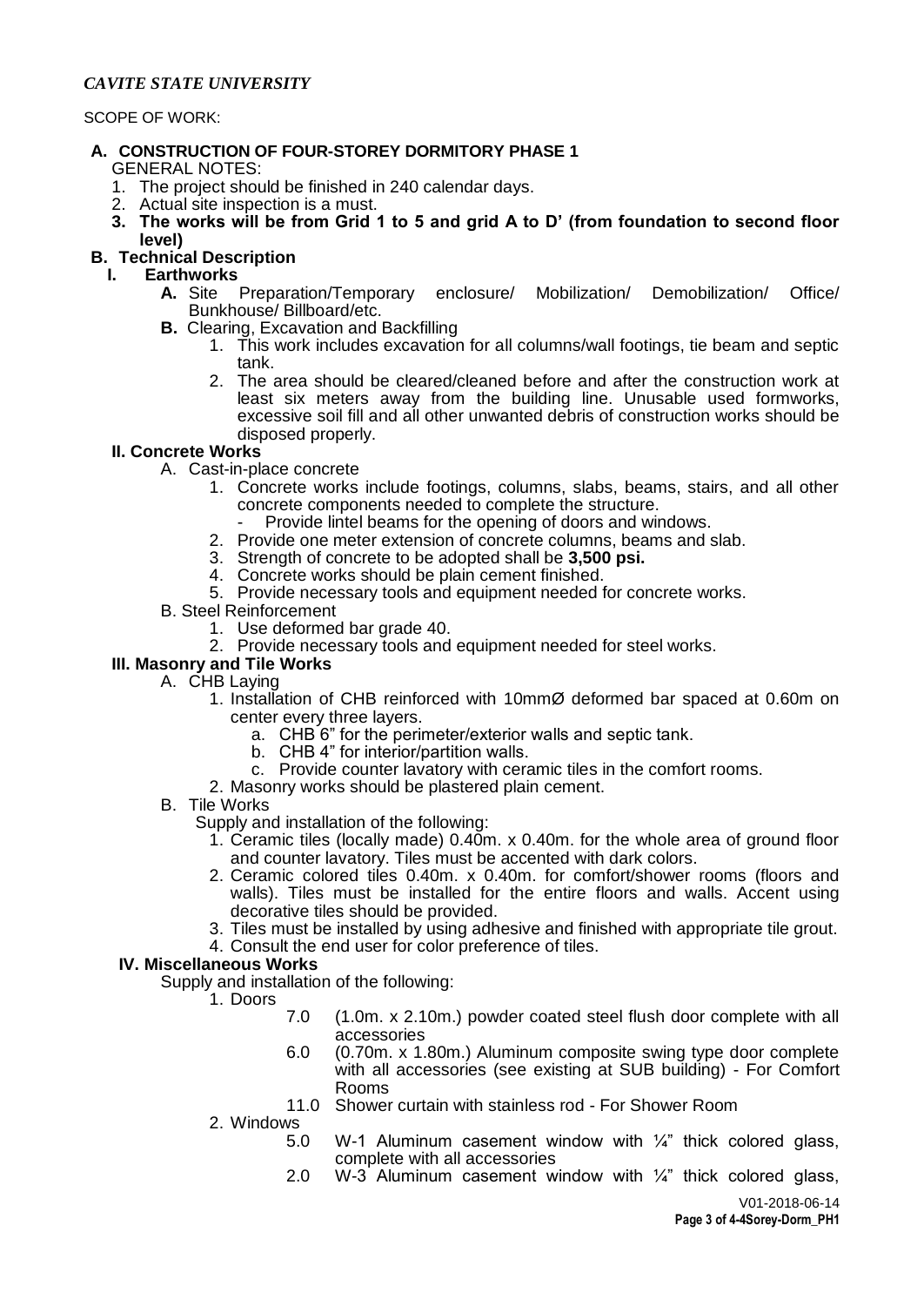*CAVITE STATE UNIVERSITY*

SCOPE OF WORK:

**A. CONSTRUCTION OF FOUR-STOREY DORMITORY PHASE 1**

GENERAL NOTES:

1. The project should be finished in 240 calendar days.
2. Actual site inspection is a must.
3. **The works will be from Grid 1 to 5 and grid A to D' (from foundation to second floor level)**

**B. Technical Description**

**I. Earthworks**

- **A.** Site Preparation/Temporary enclosure/ Mobilization/ Demobilization/ Office/ Bunkhouse/ Billboard/etc.
- **B.** Clearing, Excavation and Backfilling
  1. This work includes excavation for all columns/wall footings, tie beam and septic tank.
  2. The area should be cleared/cleaned before and after the construction work at least six meters away from the building line. Unusable used formworks, excessive soil fill and all other unwanted debris of construction works should be disposed properly.

**II. Concrete Works**

- A. Cast-in-place concrete
  1. Concrete works include footings, columns, slabs, beams, stairs, and all other concrete components needed to complete the structure.
     - Provide lintel beams for the opening of doors and windows.
  2. Provide one meter extension of concrete columns, beams and slab.
  3. Strength of concrete to be adopted shall be **3,500 psi.**
  4. Concrete works should be plain cement finished.
  5. Provide necessary tools and equipment needed for concrete works.
- B. Steel Reinforcement
  1. Use deformed bar grade 40.
  2. Provide necessary tools and equipment needed for steel works.

**III. Masonry and Tile Works**

- A. CHB Laying
  1. Installation of CHB reinforced with 10mmØ deformed bar spaced at 0.60m on center every three layers.
     - a. CHB 6" for the perimeter/exterior walls and septic tank.
     - b. CHB 4" for interior/partition walls.
     - c. Provide counter lavatory with ceramic tiles in the comfort rooms.
  2. Masonry works should be plastered plain cement.
- B. Tile Works

  Supply and installation of the following:
  1. Ceramic tiles (locally made) 0.40m. x 0.40m. for the whole area of ground floor and counter lavatory. Tiles must be accented with dark colors.
  2. Ceramic colored tiles 0.40m. x 0.40m. for comfort/shower rooms (floors and walls). Tiles must be installed for the entire floors and walls. Accent using decorative tiles should be provided.
  3. Tiles must be installed by using adhesive and finished with appropriate tile grout.
  4. Consult the end user for color preference of tiles.

**IV. Miscellaneous Works**

Supply and installation of the following:

1. Doors
   - 7.0 (1.0m. x 2.10m.) powder coated steel flush door complete with all accessories
   - 6.0 (0.70m. x 1.80m.) Aluminum composite swing type door complete with all accessories (see existing at SUB building) - For Comfort Rooms
   - 11.0 Shower curtain with stainless rod - For Shower Room
2. Windows
   - 5.0 W-1 Aluminum casement window with ¼" thick colored glass, complete with all accessories
   - 2.0 W-3 Aluminum casement window with ¼" thick colored glass,

V01-2018-06-14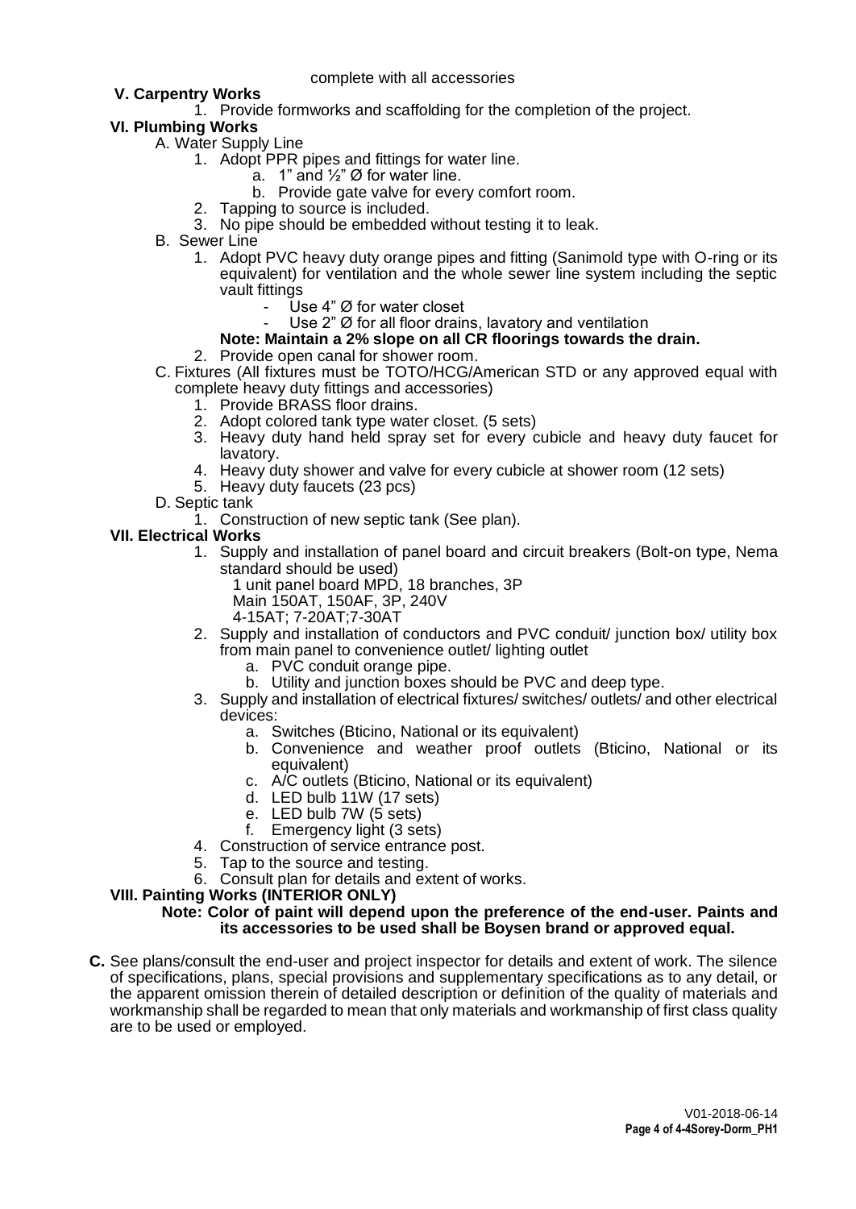complete with all accessories

**V. Carpentry Works**

1. Provide formworks and scaffolding for the completion of the project.

**VI. Plumbing Works**

A. Water Supply Line
   1. Adopt PPR pipes and fittings for water line.
      a. 1" and ½" Ø for water line.
      b. Provide gate valve for every comfort room.
   2. Tapping to source is included.
   3. No pipe should be embedded without testing it to leak.

B. Sewer Line
   1. Adopt PVC heavy duty orange pipes and fitting (Sanimold type with O-ring or its equivalent) for ventilation and the whole sewer line system including the septic vault fittings
      - Use 4" Ø for water closet
      - Use 2" Ø for all floor drains, lavatory and ventilation

      **Note: Maintain a 2% slope on all CR floorings towards the drain.**
   2. Provide open canal for shower room.

C. Fixtures (All fixtures must be TOTO/HCG/American STD or any approved equal with complete heavy duty fittings and accessories)
   1. Provide BRASS floor drains.
   2. Adopt colored tank type water closet. (5 sets)
   3. Heavy duty hand held spray set for every cubicle and heavy duty faucet for lavatory.
   4. Heavy duty shower and valve for every cubicle at shower room (12 sets)
   5. Heavy duty faucets (23 pcs)

D. Septic tank
   1. Construction of new septic tank (See plan).

**VII. Electrical Works**

1. Supply and installation of panel board and circuit breakers (Bolt-on type, Nema standard should be used)
   1 unit panel board MPD, 18 branches, 3P
   Main 150AT, 150AF, 3P, 240V
   4-15AT; 7-20AT;7-30AT
2. Supply and installation of conductors and PVC conduit/ junction box/ utility box from main panel to convenience outlet/ lighting outlet
   a. PVC conduit orange pipe.
   b. Utility and junction boxes should be PVC and deep type.
3. Supply and installation of electrical fixtures/ switches/ outlets/ and other electrical devices:
   a. Switches (Bticino, National or its equivalent)
   b. Convenience and weather proof outlets (Bticino, National or its equivalent)
   c. A/C outlets (Bticino, National or its equivalent)
   d. LED bulb 11W (17 sets)
   e. LED bulb 7W (5 sets)
   f. Emergency light (3 sets)
4. Construction of service entrance post.
5. Tap to the source and testing.
6. Consult plan for details and extent of works.

**VIII. Painting Works (INTERIOR ONLY)**

**Note: Color of paint will depend upon the preference of the end-user. Paints and its accessories to be used shall be Boysen brand or approved equal.**

**C.** See plans/consult the end-user and project inspector for details and extent of work. The silence of specifications, plans, special provisions and supplementary specifications as to any detail, or the apparent omission therein of detailed description or definition of the quality of materials and workmanship shall be regarded to mean that only materials and workmanship of first class quality are to be used or employed.